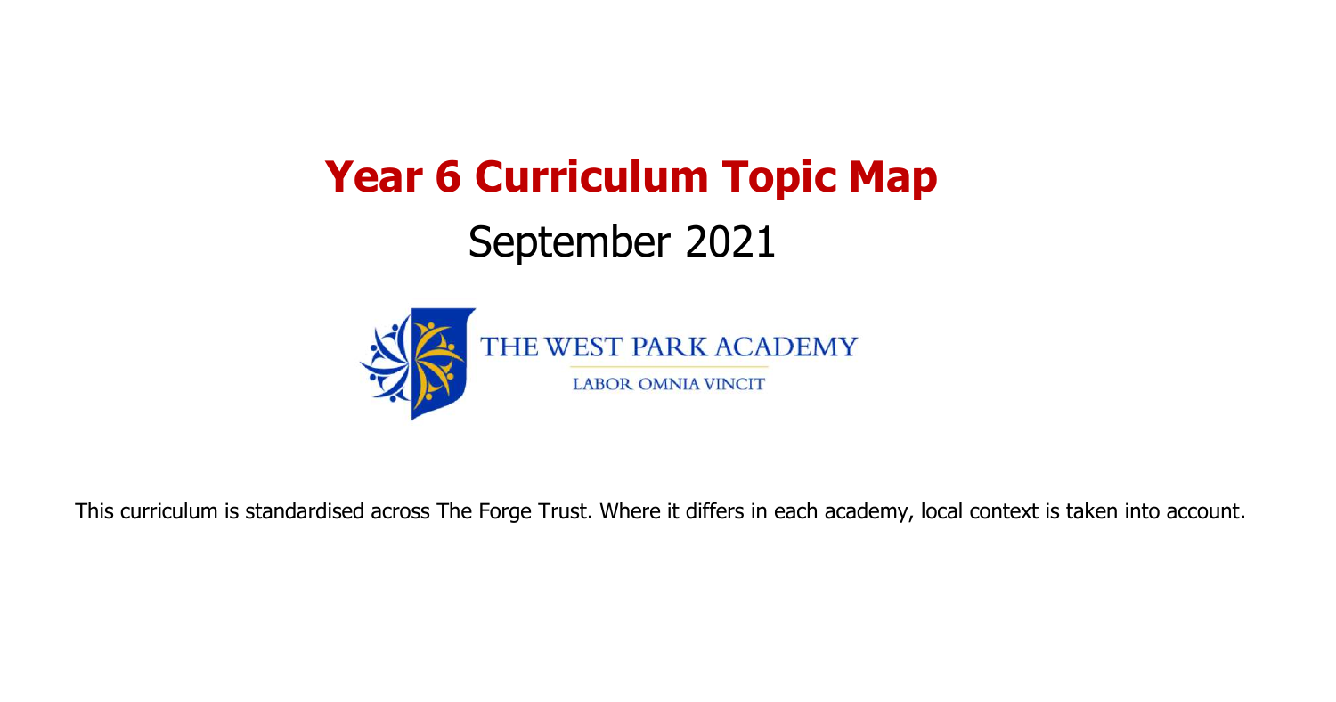# Year 6 Curriculum Topic Map

## September 2021

THE WEST PARK ACADEMY

LABOR OMNIA VINCIT

This curriculum is standardised across The Forge Trust. Where it differs in each academy, local context is taken into account.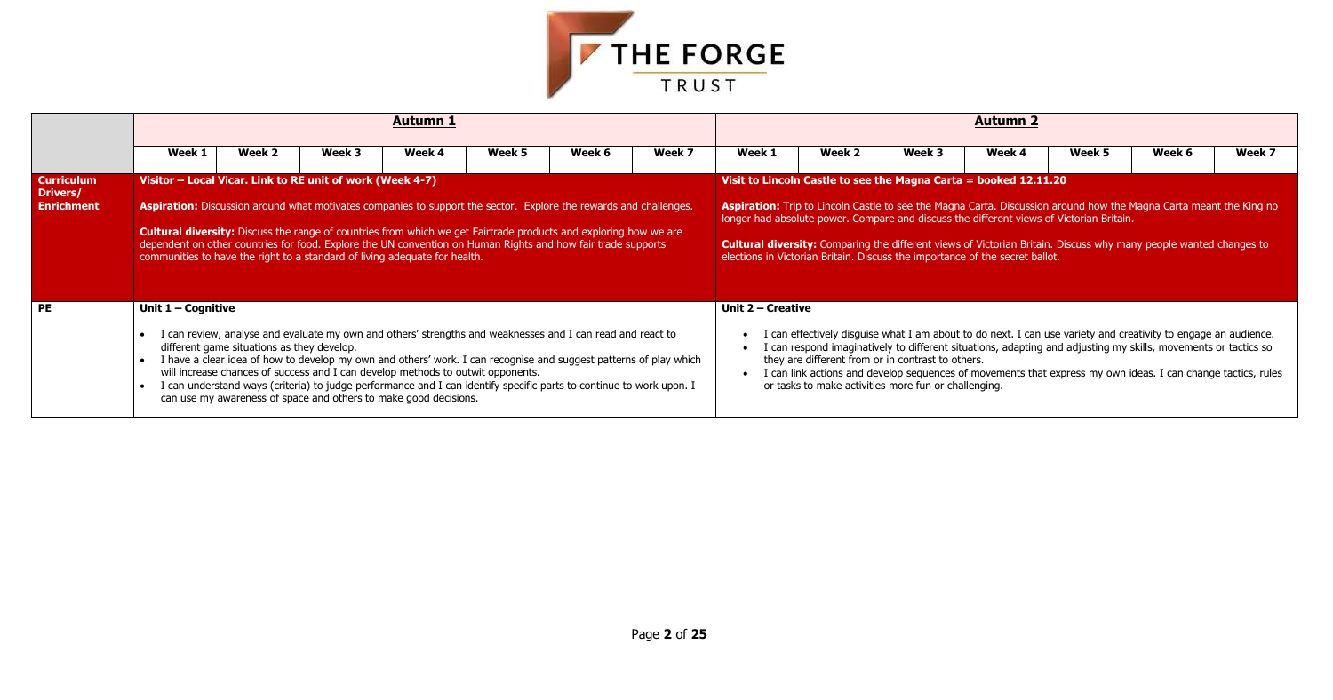| | Autumn 1 | | | | | | | Autumn 2 | | | | | | |
|---|---|---|---|---|---|---|---|---|---|---|---|---|---|---|
| | Week 1 | Week 2 | Week 3 | Week 4 | Week 5 | Week 6 | Week 7 | Week 1 | Week 2 | Week 3 | Week 4 | Week 5 | Week 6 | Week 7 |
| **Curriculum Drivers/ Enrichment** | **Visitor – Local Vicar. Link to RE unit of work (Week 4-7)**<br><br>**Aspiration:** Discussion around what motivates companies to support the sector. Explore the rewards and challenges.<br><br>**Cultural diversity:** Discuss the range of countries from which we get Fairtrade products and exploring how we are dependent on other countries for food. Explore the UN convention on Human Rights and how fair trade supports communities to have the right to a standard of living adequate for health. | | | | | | | **Visit to Lincoln Castle to see the Magna Carta = booked 12.11.20**<br><br>**Aspiration:** Trip to Lincoln Castle to see the Magna Carta. Discussion around how the Magna Carta meant the King no longer had absolute power. Compare and discuss the different views of Victorian Britain.<br><br>**Cultural diversity:** Comparing the different views of Victorian Britain. Discuss why many people wanted changes to elections in Victorian Britain. Discuss the importance of the secret ballot. | | | | | | |
| **PE** | **Unit 1 – Cognitive**<br><br>• I can review, analyse and evaluate my own and others' strengths and weaknesses and I can read and react to different game situations as they develop.<br>• I have a clear idea of how to develop my own and others' work. I can recognise and suggest patterns of play which will increase chances of success and I can develop methods to outwit opponents.<br>• I can understand ways (criteria) to judge performance and I can identify specific parts to continue to work upon. I can use my awareness of space and others to make good decisions. | | | | | | | **Unit 2 – Creative**<br><br>• I can effectively disguise what I am about to do next. I can use variety and creativity to engage an audience.<br>• I can respond imaginatively to different situations, adapting and adjusting my skills, movements or tactics so they are different from or in contrast to others.<br>• I can link actions and develop sequences of movements that express my own ideas. I can change tactics, rules or tasks to make activities more fun or challenging. | | | | | | |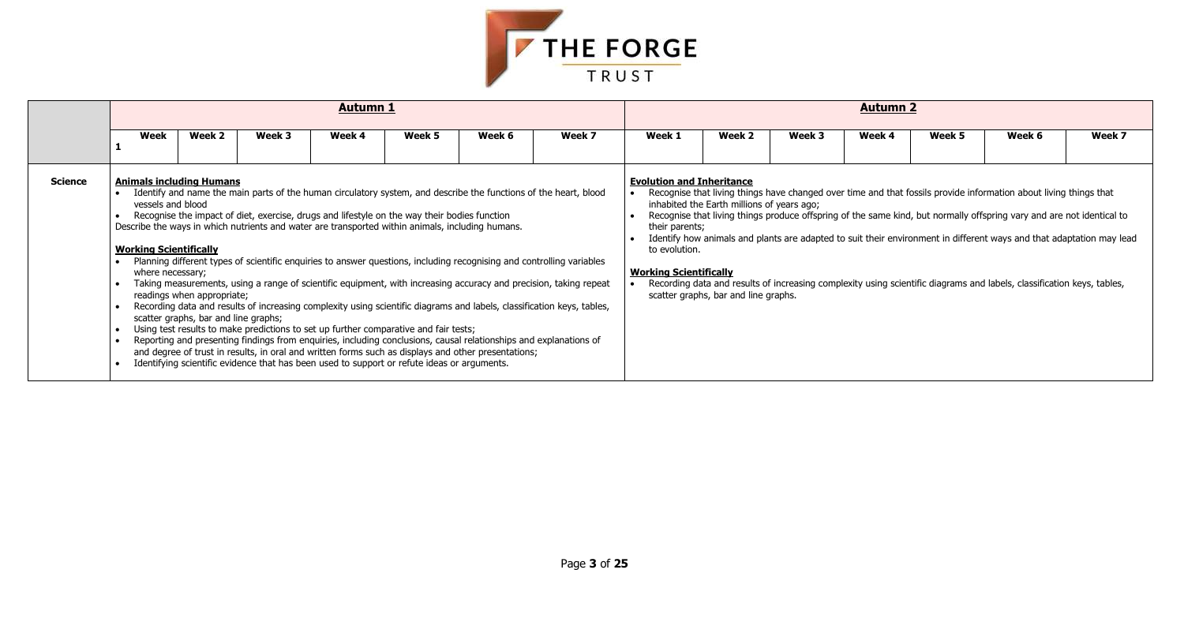| | Autumn 1 | | | | | | | Autumn 2 | | | | | | |
|---|---|---|---|---|---|---|---|---|---|---|---|---|---|---|
| | Week 1 | Week 2 | Week 3 | Week 4 | Week 5 | Week 6 | Week 7 | Week 1 | Week 2 | Week 3 | Week 4 | Week 5 | Week 6 | Week 7 |
| **Science** | **Animals including Humans**<br>• Identify and name the main parts of the human circulatory system, and describe the functions of the heart, blood vessels and blood<br>• Recognise the impact of diet, exercise, drugs and lifestyle on the way their bodies function<br>Describe the ways in which nutrients and water are transported within animals, including humans.<br><br>**Working Scientifically**<br>• Planning different types of scientific enquiries to answer questions, including recognising and controlling variables where necessary;<br>• Taking measurements, using a range of scientific equipment, with increasing accuracy and precision, taking repeat readings when appropriate;<br>• Recording data and results of increasing complexity using scientific diagrams and labels, classification keys, tables, scatter graphs, bar and line graphs;<br>• Using test results to make predictions to set up further comparative and fair tests;<br>• Reporting and presenting findings from enquiries, including conclusions, causal relationships and explanations of and degree of trust in results, in oral and written forms such as displays and other presentations;<br>• Identifying scientific evidence that has been used to support or refute ideas or arguments. | | | | | | | **Evolution and Inheritance**<br>• Recognise that living things have changed over time and that fossils provide information about living things that inhabited the Earth millions of years ago;<br>• Recognise that living things produce offspring of the same kind, but normally offspring vary and are not identical to their parents;<br>• Identify how animals and plants are adapted to suit their environment in different ways and that adaptation may lead to evolution.<br><br>**Working Scientifically**<br>• Recording data and results of increasing complexity using scientific diagrams and labels, classification keys, tables, scatter graphs, bar and line graphs. | | | | | | |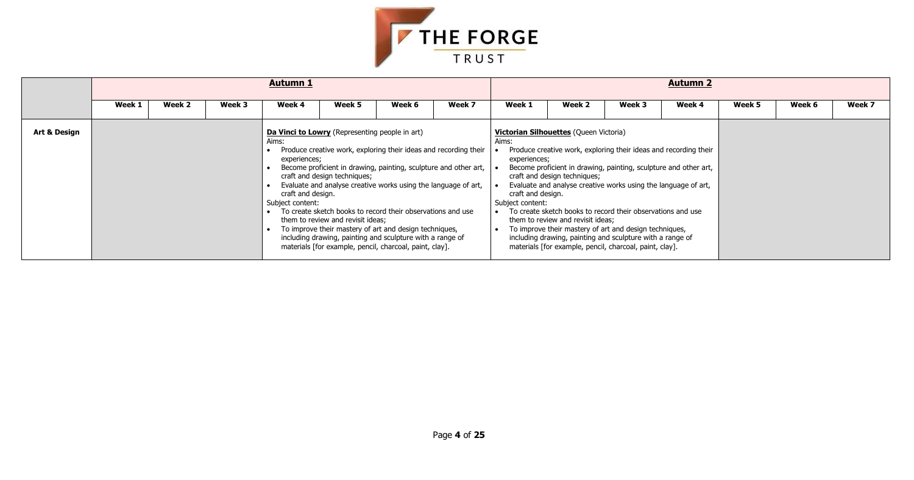| | **Autumn 1** | | | | | | | **Autumn 2** | | | | | | |
|---|---|---|---|---|---|---|---|---|---|---|---|---|---|---|
| | **Week 1** | **Week 2** | **Week 3** | **Week 4** | **Week 5** | **Week 6** | **Week 7** | **Week 1** | **Week 2** | **Week 3** | **Week 4** | **Week 5** | **Week 6** | **Week 7** |
| **Art & Design** | | | | **Da Vinci to Lowry** (Representing people in art)<br>Aims:<br>• Produce creative work, exploring their ideas and recording their experiences;<br>• Become proficient in drawing, painting, sculpture and other art, craft and design techniques;<br>• Evaluate and analyse creative works using the language of art, craft and design.<br>Subject content:<br>• To create sketch books to record their observations and use them to review and revisit ideas;<br>• To improve their mastery of art and design techniques, including drawing, painting and sculpture with a range of materials [for example, pencil, charcoal, paint, clay]. | | | | **Victorian Silhouettes** (Queen Victoria)<br>Aims:<br>• Produce creative work, exploring their ideas and recording their experiences;<br>• Become proficient in drawing, painting, sculpture and other art, craft and design techniques;<br>• Evaluate and analyse creative works using the language of art, craft and design.<br>Subject content:<br>• To create sketch books to record their observations and use them to review and revisit ideas;<br>• To improve their mastery of art and design techniques, including drawing, painting and sculpture with a range of materials [for example, pencil, charcoal, paint, clay]. | | | | | | |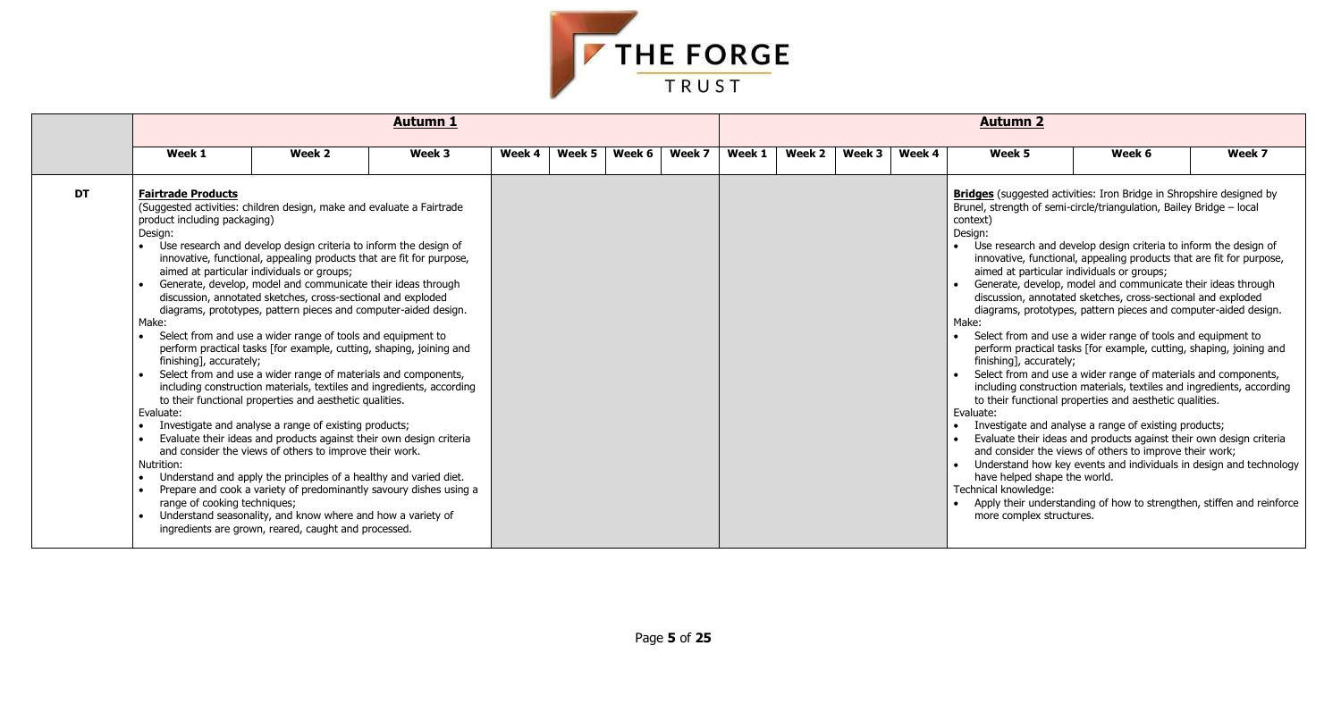| | Autumn 1 | | | | | | | Autumn 2 | | | | | | |
|---|---|---|---|---|---|---|---|---|---|---|---|---|---|---|
| | Week 1 | Week 2 | Week 3 | Week 4 | Week 5 | Week 6 | Week 7 | Week 1 | Week 2 | Week 3 | Week 4 | Week 5 | Week 6 | Week 7 |
| **DT** | **Fairtrade Products**<br>(Suggested activities: children design, make and evaluate a Fairtrade product including packaging)<br>Design:<br>• Use research and develop design criteria to inform the design of innovative, functional, appealing products that are fit for purpose, aimed at particular individuals or groups;<br>• Generate, develop, model and communicate their ideas through discussion, annotated sketches, cross-sectional and exploded diagrams, prototypes, pattern pieces and computer-aided design.<br>Make:<br>• Select from and use a wider range of tools and equipment to perform practical tasks [for example, cutting, shaping, joining and finishing], accurately;<br>• Select from and use a wider range of materials and components, including construction materials, textiles and ingredients, according to their functional properties and aesthetic qualities.<br>Evaluate:<br>• Investigate and analyse a range of existing products;<br>• Evaluate their ideas and products against their own design criteria and consider the views of others to improve their work.<br>Nutrition:<br>• Understand and apply the principles of a healthy and varied diet.<br>• Prepare and cook a variety of predominantly savoury dishes using a range of cooking techniques;<br>• Understand seasonality, and know where and how a variety of ingredients are grown, reared, caught and processed. | | | | | | | | | | | **Bridges** (suggested activities: Iron Bridge in Shropshire designed by Brunel, strength of semi-circle/triangulation, Bailey Bridge – local context)<br>Design:<br>• Use research and develop design criteria to inform the design of innovative, functional, appealing products that are fit for purpose, aimed at particular individuals or groups;<br>• Generate, develop, model and communicate their ideas through discussion, annotated sketches, cross-sectional and exploded diagrams, prototypes, pattern pieces and computer-aided design.<br>Make:<br>• Select from and use a wider range of tools and equipment to perform practical tasks [for example, cutting, shaping, joining and finishing], accurately;<br>• Select from and use a wider range of materials and components, including construction materials, textiles and ingredients, according to their functional properties and aesthetic qualities.<br>Evaluate:<br>• Investigate and analyse a range of existing products;<br>• Evaluate their ideas and products against their own design criteria and consider the views of others to improve their work;<br>• Understand how key events and individuals in design and technology have helped shape the world.<br>Technical knowledge:<br>• Apply their understanding of how to strengthen, stiffen and reinforce more complex structures. | | |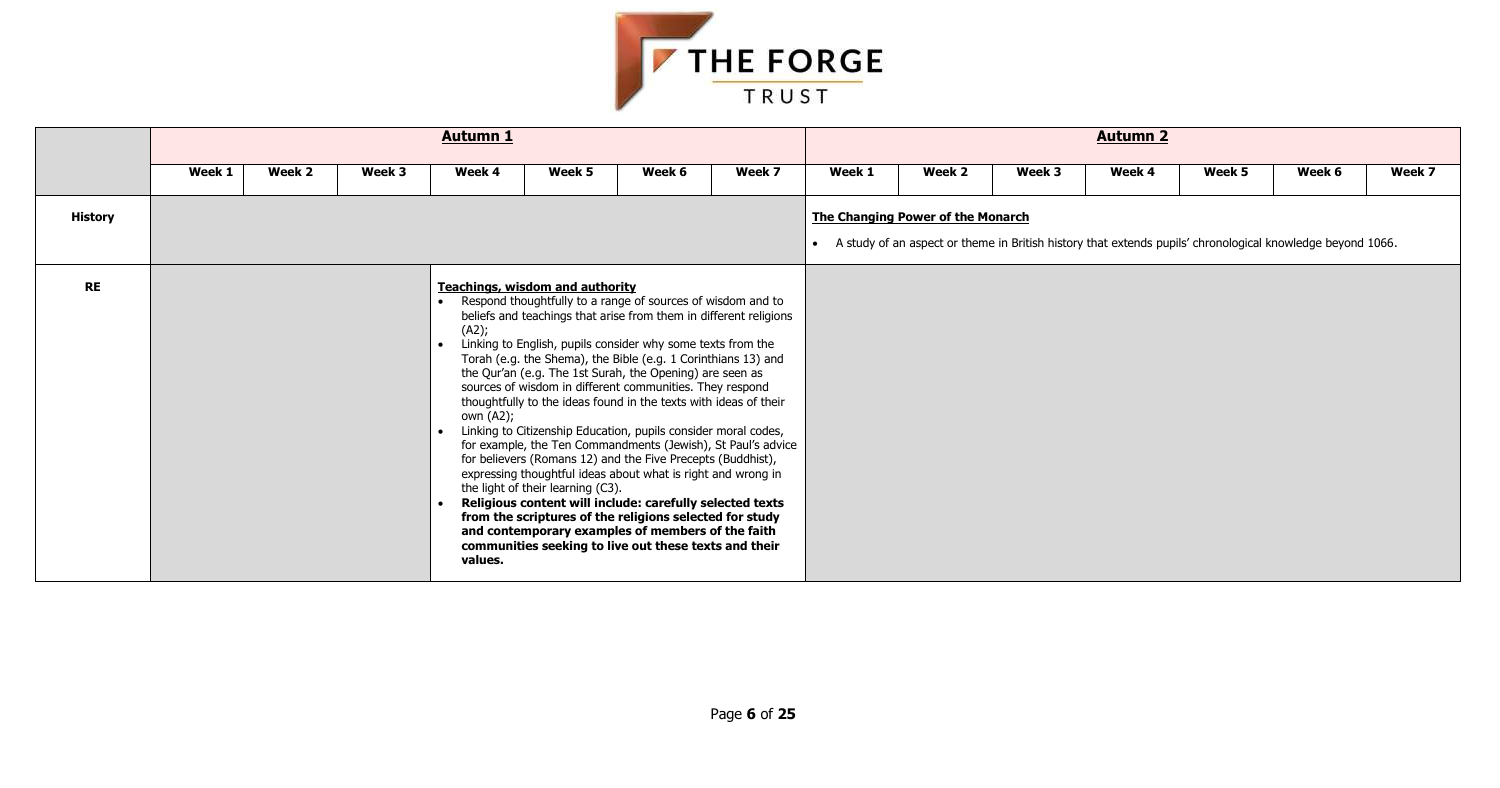| | Autumn 1 | | | | | | | Autumn 2 | | | | | | |
|---|---|---|---|---|---|---|---|---|---|---|---|---|---|---|
| | Week 1 | Week 2 | Week 3 | Week 4 | Week 5 | Week 6 | Week 7 | Week 1 | Week 2 | Week 3 | Week 4 | Week 5 | Week 6 | Week 7 |
| **History** | | | | | | | | **The Changing Power of the Monarch**<br>• A study of an aspect or theme in British history that extends pupils' chronological knowledge beyond 1066. | | | | | | |
| **RE** | | | | **Teachings, wisdom and authority**<br>• Respond thoughtfully to a range of sources of wisdom and to beliefs and teachings that arise from them in different religions (A2);<br>• Linking to English, pupils consider why some texts from the Torah (e.g. the Shema), the Bible (e.g. 1 Corinthians 13) and the Qur'an (e.g. The 1st Surah, the Opening) are seen as sources of wisdom in different communities. They respond thoughtfully to the ideas found in the texts with ideas of their own (A2);<br>• Linking to Citizenship Education, pupils consider moral codes, for example, the Ten Commandments (Jewish), St Paul's advice for believers (Romans 12) and the Five Precepts (Buddhist), expressing thoughtful ideas about what is right and wrong in the light of their learning (C3).<br>• **Religious content will include: carefully selected texts from the scriptures of the religions selected for study and contemporary examples of members of the faith communities seeking to live out these texts and their values.** | | | | | | | | | | |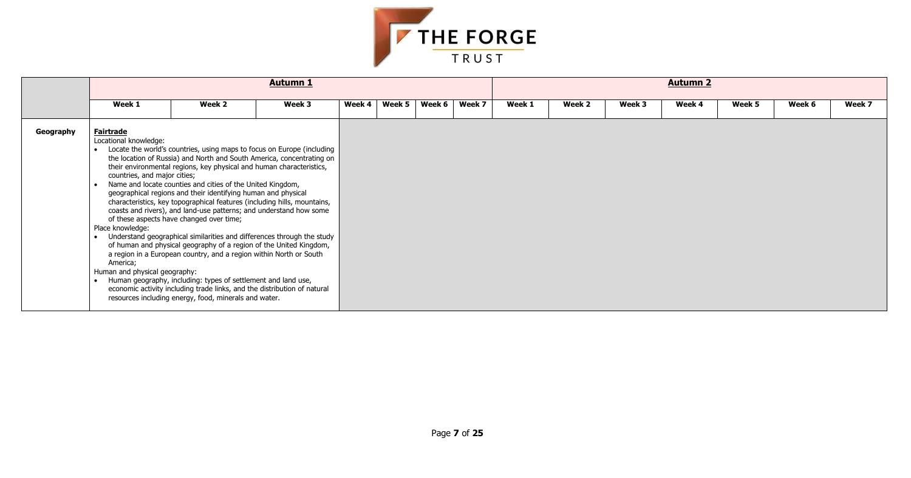| | Autumn 1 | | | | | | | Autumn 2 | | | | | | |
|---|---|---|---|---|---|---|---|---|---|---|---|---|---|---|
| | Week 1 | Week 2 | Week 3 | Week 4 | Week 5 | Week 6 | Week 7 | Week 1 | Week 2 | Week 3 | Week 4 | Week 5 | Week 6 | Week 7 |
| **Geography** | **Fairtrade**<br>Locational knowledge:<br>• Locate the world's countries, using maps to focus on Europe (including the location of Russia) and North and South America, concentrating on their environmental regions, key physical and human characteristics, countries, and major cities;<br>• Name and locate counties and cities of the United Kingdom, geographical regions and their identifying human and physical characteristics, key topographical features (including hills, mountains, coasts and rivers), and land-use patterns; and understand how some of these aspects have changed over time;<br>Place knowledge:<br>• Understand geographical similarities and differences through the study of human and physical geography of a region of the United Kingdom, a region in a European country, and a region within North or South America;<br>Human and physical geography:<br>• Human geography, including: types of settlement and land use, economic activity including trade links, and the distribution of natural resources including energy, food, minerals and water. | | | | | | | | | | | | | |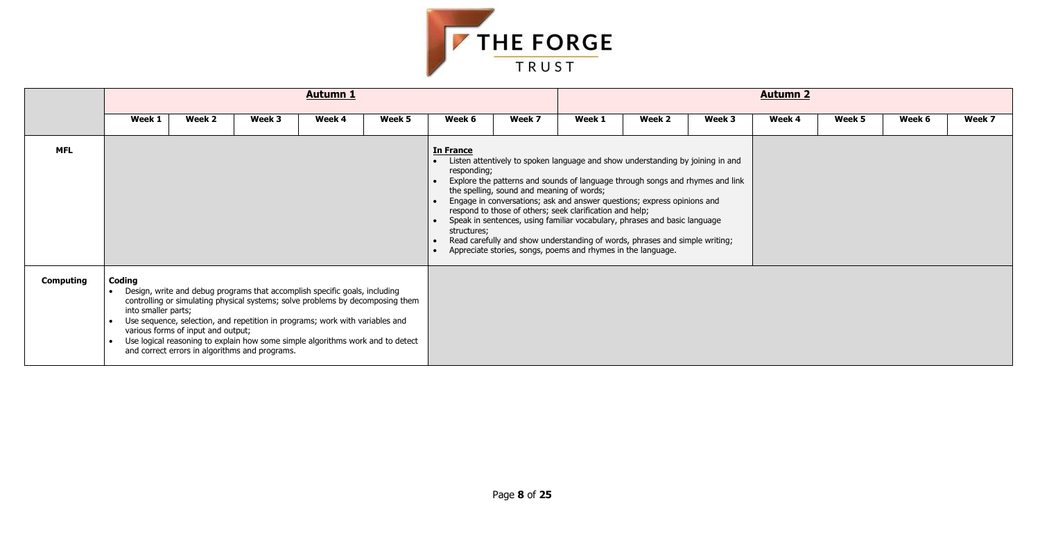THE FORGE TRUST

| | Autumn 1 | | | | | | | Autumn 2 | | | | | | |
|---|---|---|---|---|---|---|---|---|---|---|---|---|---|---|
| | Week 1 | Week 2 | Week 3 | Week 4 | Week 5 | Week 6 | Week 7 | Week 1 | Week 2 | Week 3 | Week 4 | Week 5 | Week 6 | Week 7 |
| **MFL** | | | | | | **In France**<br>• Listen attentively to spoken language and show understanding by joining in and responding;<br>• Explore the patterns and sounds of language through songs and rhymes and link the spelling, sound and meaning of words;<br>• Engage in conversations; ask and answer questions; express opinions and respond to those of others; seek clarification and help;<br>• Speak in sentences, using familiar vocabulary, phrases and basic language structures;<br>• Read carefully and show understanding of words, phrases and simple writing;<br>• Appreciate stories, songs, poems and rhymes in the language. | | | | | | | | |
| **Computing** | **Coding**<br>• Design, write and debug programs that accomplish specific goals, including controlling or simulating physical systems; solve problems by decomposing them into smaller parts;<br>• Use sequence, selection, and repetition in programs; work with variables and various forms of input and output;<br>• Use logical reasoning to explain how some simple algorithms work and to detect and correct errors in algorithms and programs. | | | | | | | | | | | | | |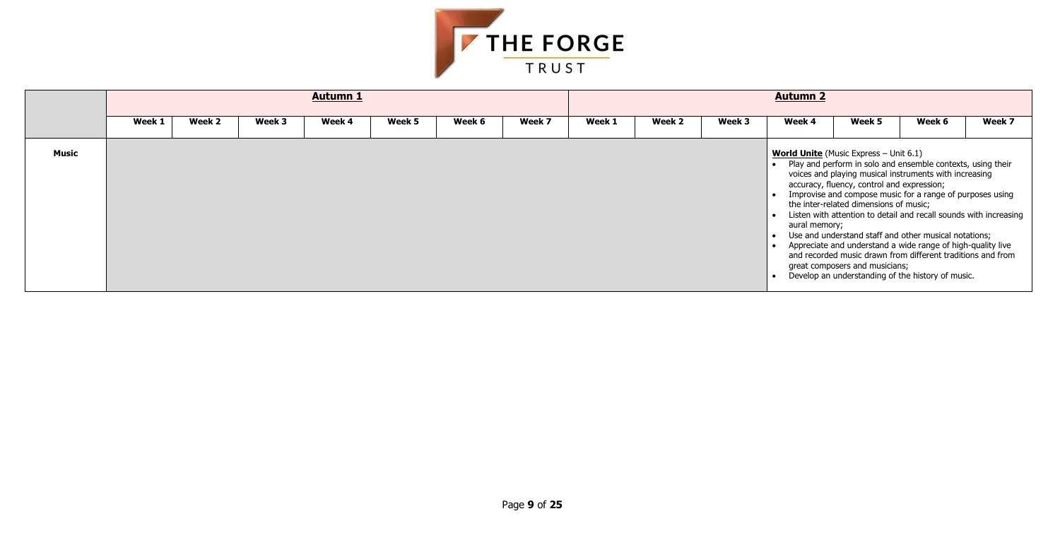| | Autumn 1 | | | | | | | Autumn 2 | | | | | | |
|---|---|---|---|---|---|---|---|---|---|---|---|---|---|---|
| | Week 1 | Week 2 | Week 3 | Week 4 | Week 5 | Week 6 | Week 7 | Week 1 | Week 2 | Week 3 | Week 4 | Week 5 | Week 6 | Week 7 |
| **Music** | | | | | | | | | | | **World Unite** (Music Express – Unit 6.1)<br>• Play and perform in solo and ensemble contexts, using their voices and playing musical instruments with increasing accuracy, fluency, control and expression;<br>• Improvise and compose music for a range of purposes using the inter-related dimensions of music;<br>• Listen with attention to detail and recall sounds with increasing aural memory;<br>• Use and understand staff and other musical notations;<br>• Appreciate and understand a wide range of high-quality live and recorded music drawn from different traditions and from great composers and musicians;<br>• Develop an understanding of the history of music. | | | |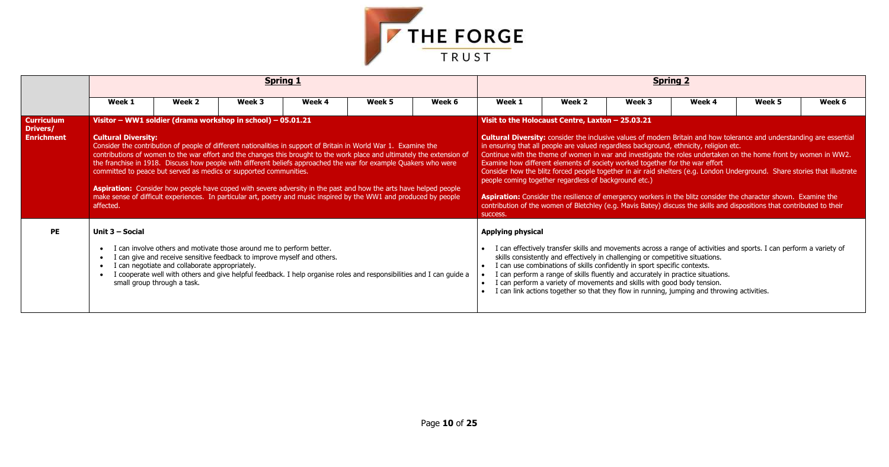| | Spring 1 | | | | | | Spring 2 | | | | | |
|---|---|---|---|---|---|---|---|---|---|---|---|---|
| | Week 1 | Week 2 | Week 3 | Week 4 | Week 5 | Week 6 | Week 1 | Week 2 | Week 3 | Week 4 | Week 5 | Week 6 |
| **Curriculum Drivers/ Enrichment** | **Visitor – WW1 soldier (drama workshop in school) – 05.01.21**<br><br>**Cultural Diversity:**<br>Consider the contribution of people of different nationalities in support of Britain in World War 1. Examine the contributions of women to the war effort and the changes this brought to the work place and ultimately the extension of the franchise in 1918. Discuss how people with different beliefs approached the war for example Quakers who were committed to peace but served as medics or supported communities.<br><br>**Aspiration:** Consider how people have coped with severe adversity in the past and how the arts have helped people make sense of difficult experiences. In particular art, poetry and music inspired by the WW1 and produced by people affected. | | | | | | **Visit to the Holocaust Centre, Laxton – 25.03.21**<br><br>**Cultural Diversity:** consider the inclusive values of modern Britain and how tolerance and understanding are essential in ensuring that all people are valued regardless background, ethnicity, religion etc.<br>Continue with the theme of women in war and investigate the roles undertaken on the home front by women in WW2.<br>Examine how different elements of society worked together for the war effort<br>Consider how the blitz forced people together in air raid shelters (e.g. London Underground. Share stories that illustrate people coming together regardless of background etc.)<br><br>**Aspiration:** Consider the resilience of emergency workers in the blitz consider the character shown. Examine the contribution of the women of Bletchley (e.g. Mavis Batey) discuss the skills and dispositions that contributed to their success. | | | | | |
| **PE** | **Unit 3 – Social**<br><br>• I can involve others and motivate those around me to perform better.<br>• I can give and receive sensitive feedback to improve myself and others.<br>• I can negotiate and collaborate appropriately.<br>• I cooperate well with others and give helpful feedback. I help organise roles and responsibilities and I can guide a small group through a task. | | | | | | **Applying physical**<br><br>• I can effectively transfer skills and movements across a range of activities and sports. I can perform a variety of skills consistently and effectively in challenging or competitive situations.<br>• I can use combinations of skills confidently in sport specific contexts.<br>• I can perform a range of skills fluently and accurately in practice situations.<br>• I can perform a variety of movements and skills with good body tension.<br>• I can link actions together so that they flow in running, jumping and throwing activities. | | | | | |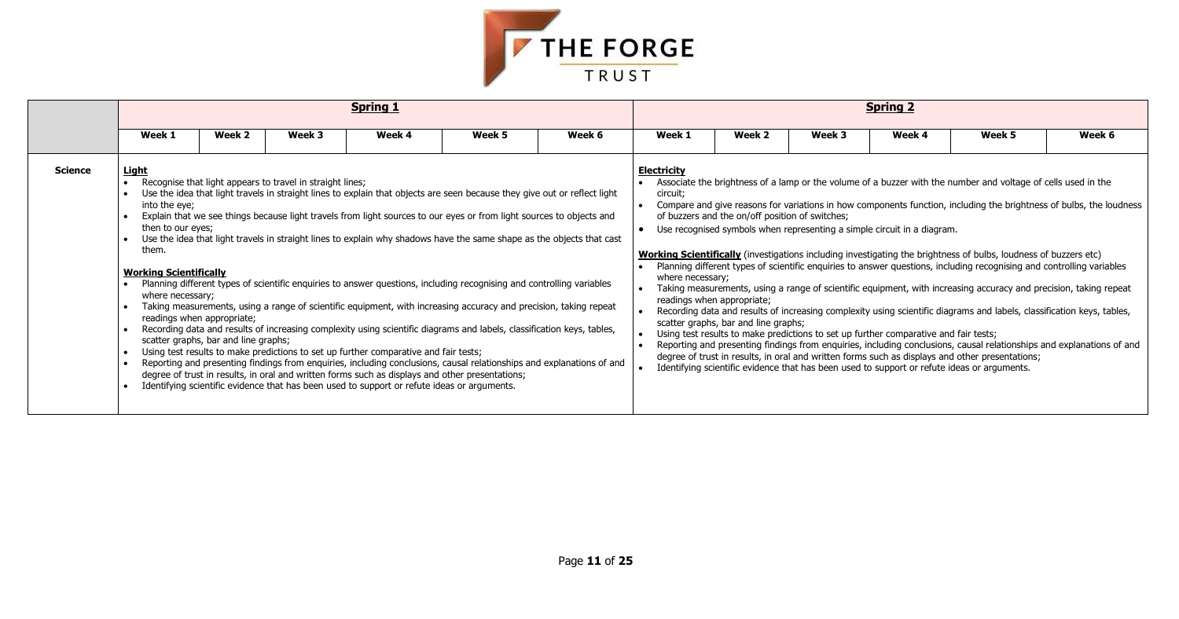| | Spring 1 | | | | | | Spring 2 | | | | | |
|---|---|---|---|---|---|---|---|---|---|---|---|---|
| | Week 1 | Week 2 | Week 3 | Week 4 | Week 5 | Week 6 | Week 1 | Week 2 | Week 3 | Week 4 | Week 5 | Week 6 |
| **Science** | **Light**<br>• Recognise that light appears to travel in straight lines;<br>• Use the idea that light travels in straight lines to explain that objects are seen because they give out or reflect light into the eye;<br>• Explain that we see things because light travels from light sources to our eyes or from light sources to objects and then to our eyes;<br>• Use the idea that light travels in straight lines to explain why shadows have the same shape as the objects that cast them.<br><br>**Working Scientifically**<br>• Planning different types of scientific enquiries to answer questions, including recognising and controlling variables where necessary;<br>• Taking measurements, using a range of scientific equipment, with increasing accuracy and precision, taking repeat readings when appropriate;<br>• Recording data and results of increasing complexity using scientific diagrams and labels, classification keys, tables, scatter graphs, bar and line graphs;<br>• Using test results to make predictions to set up further comparative and fair tests;<br>• Reporting and presenting findings from enquiries, including conclusions, causal relationships and explanations of and degree of trust in results, in oral and written forms such as displays and other presentations;<br>• Identifying scientific evidence that has been used to support or refute ideas or arguments. | | | | | | **Electricity**<br>• Associate the brightness of a lamp or the volume of a buzzer with the number and voltage of cells used in the circuit;<br>• Compare and give reasons for variations in how components function, including the brightness of bulbs, the loudness of buzzers and the on/off position of switches;<br>• Use recognised symbols when representing a simple circuit in a diagram.<br><br>**Working Scientifically** (investigations including investigating the brightness of bulbs, loudness of buzzers etc)<br>• Planning different types of scientific enquiries to answer questions, including recognising and controlling variables where necessary;<br>• Taking measurements, using a range of scientific equipment, with increasing accuracy and precision, taking repeat readings when appropriate;<br>• Recording data and results of increasing complexity using scientific diagrams and labels, classification keys, tables, scatter graphs, bar and line graphs;<br>• Using test results to make predictions to set up further comparative and fair tests;<br>• Reporting and presenting findings from enquiries, including conclusions, causal relationships and explanations of and degree of trust in results, in oral and written forms such as displays and other presentations;<br>• Identifying scientific evidence that has been used to support or refute ideas or arguments. | | | | | |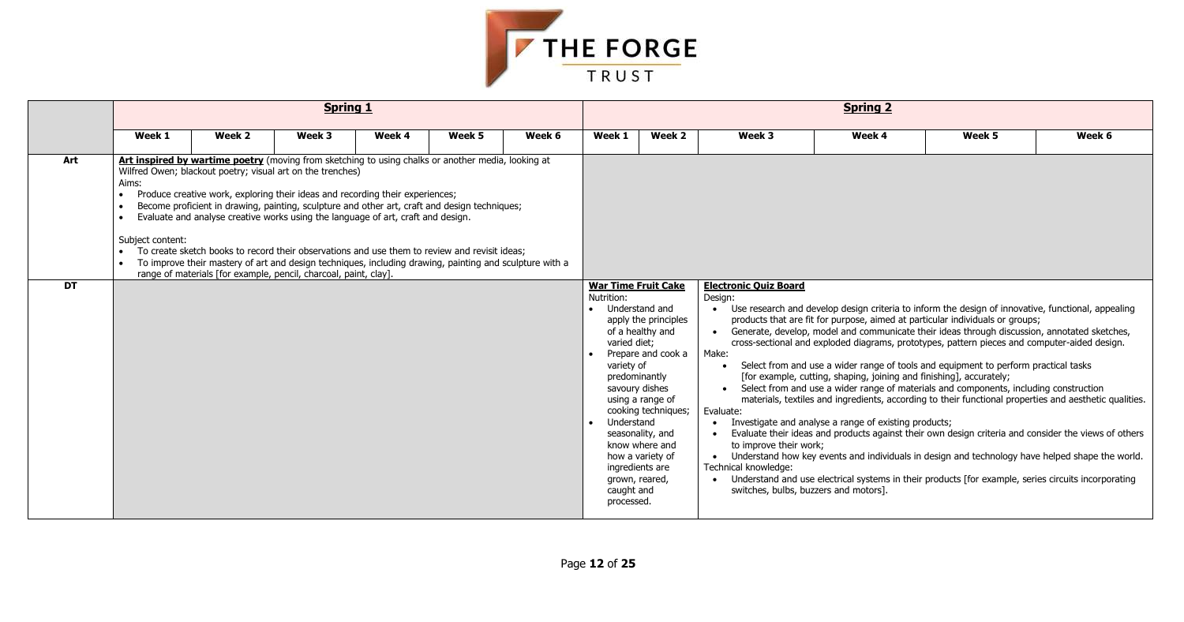| | Spring 1 | | | | | | Spring 2 | | | | | |
|---|---|---|---|---|---|---|---|---|---|---|---|---|
| | Week 1 | Week 2 | Week 3 | Week 4 | Week 5 | Week 6 | Week 1 | Week 2 | Week 3 | Week 4 | Week 5 | Week 6 |
| Art | **Art inspired by wartime poetry** (moving from sketching to using chalks or another media, looking at Wilfred Owen; blackout poetry; visual art on the trenches)<br>Aims:<br>• Produce creative work, exploring their ideas and recording their experiences;<br>• Become proficient in drawing, painting, sculpture and other art, craft and design techniques;<br>• Evaluate and analyse creative works using the language of art, craft and design.<br><br>Subject content:<br>• To create sketch books to record their observations and use them to review and revisit ideas;<br>• To improve their mastery of art and design techniques, including drawing, painting and sculpture with a range of materials [for example, pencil, charcoal, paint, clay]. | | | | | | | | | | | |
| DT | | | | | | | **War Time Fruit Cake**<br>Nutrition:<br>• Understand and apply the principles of a healthy and varied diet;<br>• Prepare and cook a variety of predominantly savoury dishes using a range of cooking techniques;<br>• Understand seasonality, and know where and how a variety of ingredients are grown, reared, caught and processed. | | **Electronic Quiz Board**<br>Design:<br>• Use research and develop design criteria to inform the design of innovative, functional, appealing products that are fit for purpose, aimed at particular individuals or groups;<br>• Generate, develop, model and communicate their ideas through discussion, annotated sketches, cross-sectional and exploded diagrams, prototypes, pattern pieces and computer-aided design.<br>Make:<br>• Select from and use a wider range of tools and equipment to perform practical tasks [for example, cutting, shaping, joining and finishing], accurately;<br>• Select from and use a wider range of materials and components, including construction materials, textiles and ingredients, according to their functional properties and aesthetic qualities.<br>Evaluate:<br>• Investigate and analyse a range of existing products;<br>• Evaluate their ideas and products against their own design criteria and consider the views of others to improve their work;<br>• Understand how key events and individuals in design and technology have helped shape the world.<br>Technical knowledge:<br>• Understand and use electrical systems in their products [for example, series circuits incorporating switches, bulbs, buzzers and motors]. | | | |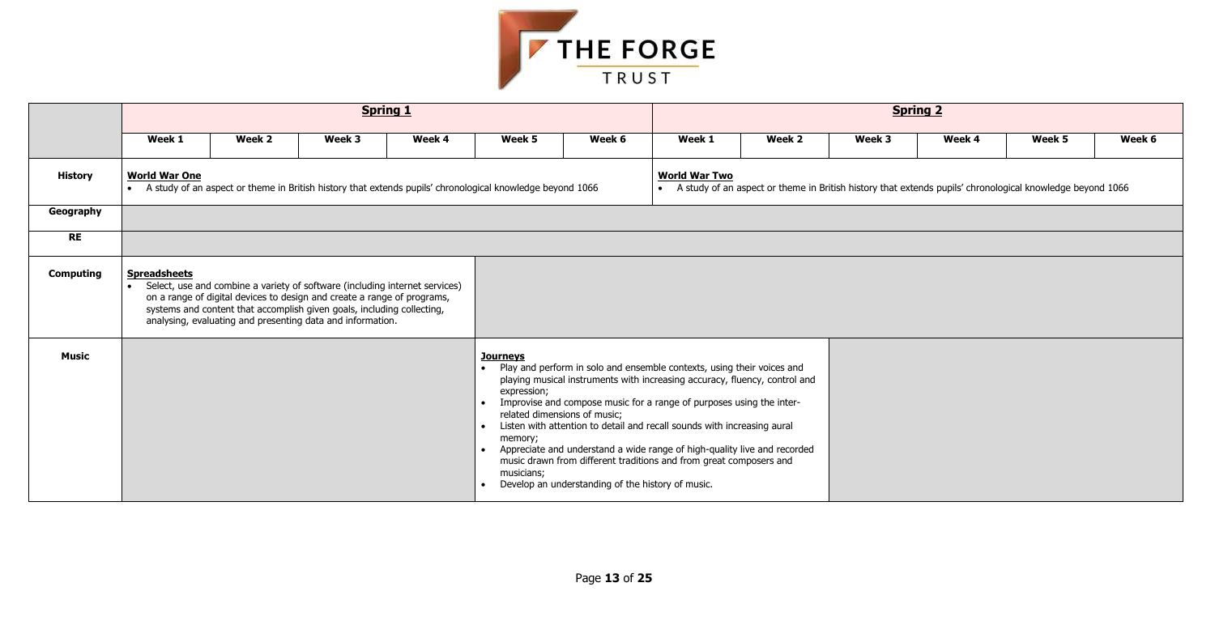| | Spring 1 | | | | | | Spring 2 | | | | | |
|---|---|---|---|---|---|---|---|---|---|---|---|---|
| | Week 1 | Week 2 | Week 3 | Week 4 | Week 5 | Week 6 | Week 1 | Week 2 | Week 3 | Week 4 | Week 5 | Week 6 |
| **History** | **World War One**<br>• A study of an aspect or theme in British history that extends pupils' chronological knowledge beyond 1066 | | | | | | **World War Two**<br>• A study of an aspect or theme in British history that extends pupils' chronological knowledge beyond 1066 | | | | | |
| **Geography** | | | | | | | | | | | | |
| **RE** | | | | | | | | | | | | |
| **Computing** | **Spreadsheets**<br>• Select, use and combine a variety of software (including internet services) on a range of digital devices to design and create a range of programs, systems and content that accomplish given goals, including collecting, analysing, evaluating and presenting data and information. | | | | | | | | | | | |
| **Music** | | | | | **Journeys**<br>• Play and perform in solo and ensemble contexts, using their voices and playing musical instruments with increasing accuracy, fluency, control and expression;<br>• Improvise and compose music for a range of purposes using the inter-related dimensions of music;<br>• Listen with attention to detail and recall sounds with increasing aural memory;<br>• Appreciate and understand a wide range of high-quality live and recorded music drawn from different traditions and from great composers and musicians;<br>• Develop an understanding of the history of music. | | | | | | | |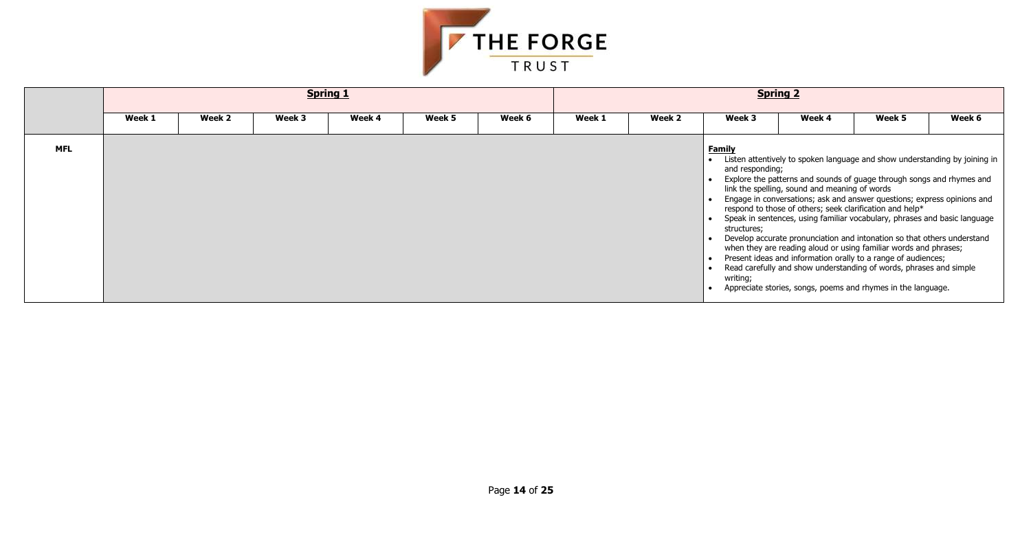| | Spring 1 | | | | | | Spring 2 | | | | | |
|---|---|---|---|---|---|---|---|---|---|---|---|---|
| | Week 1 | Week 2 | Week 3 | Week 4 | Week 5 | Week 6 | Week 1 | Week 2 | Week 3 | Week 4 | Week 5 | Week 6 |
| **MFL** | | | | | | | | | **Family**<br>• Listen attentively to spoken language and show understanding by joining in and responding;<br>• Explore the patterns and sounds of guage through songs and rhymes and link the spelling, sound and meaning of words<br>• Engage in conversations; ask and answer questions; express opinions and respond to those of others; seek clarification and help*<br>• Speak in sentences, using familiar vocabulary, phrases and basic language structures;<br>• Develop accurate pronunciation and intonation so that others understand when they are reading aloud or using familiar words and phrases;<br>• Present ideas and information orally to a range of audiences;<br>• Read carefully and show understanding of words, phrases and simple writing;<br>• Appreciate stories, songs, poems and rhymes in the language. | | | |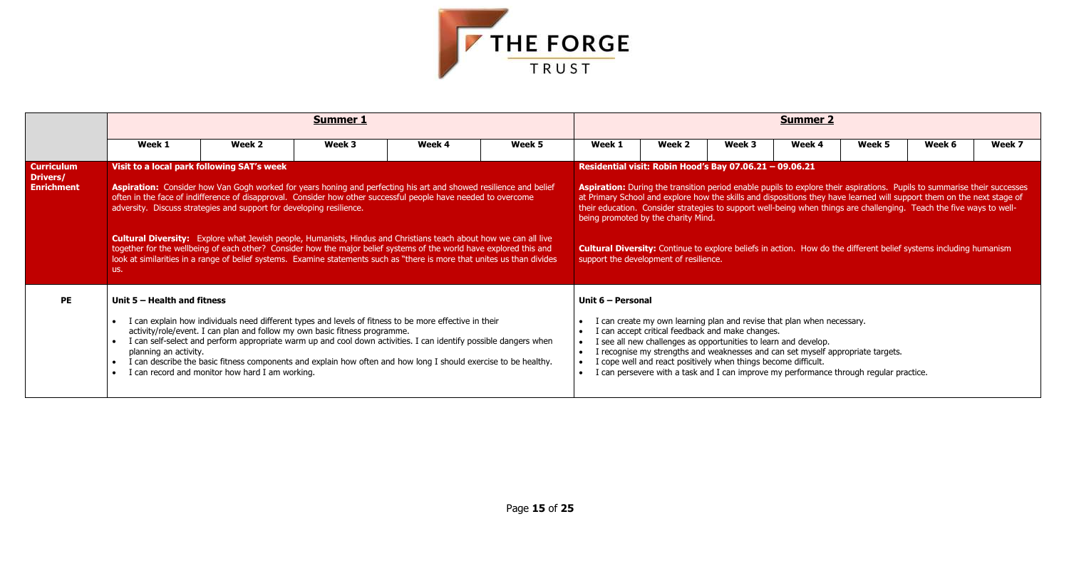|  | Summer 1 |  |  |  |  | Summer 2 |  |  |  |  |  |  |
|---|---|---|---|---|---|---|---|---|---|---|---|---|
|  | Week 1 | Week 2 | Week 3 | Week 4 | Week 5 | Week 1 | Week 2 | Week 3 | Week 4 | Week 5 | Week 6 | Week 7 |
| **Curriculum Drivers/ Enrichment** | **Visit to a local park following SAT's week**<br><br>**Aspiration:** Consider how Van Gogh worked for years honing and perfecting his art and showed resilience and belief often in the face of indifference of disapproval. Consider how other successful people have needed to overcome adversity. Discuss strategies and support for developing resilience.<br><br>**Cultural Diversity:** Explore what Jewish people, Humanists, Hindus and Christians teach about how we can all live together for the wellbeing of each other? Consider how the major belief systems of the world have explored this and look at similarities in a range of belief systems. Examine statements such as "there is more that unites us than divides us. |  |  |  |  | **Residential visit: Robin Hood's Bay 07.06.21 – 09.06.21**<br><br>**Aspiration:** During the transition period enable pupils to explore their aspirations. Pupils to summarise their successes at Primary School and explore how the skills and dispositions they have learned will support them on the next stage of their education. Consider strategies to support well-being when things are challenging. Teach the five ways to well-being promoted by the charity Mind.<br><br>**Cultural Diversity:** Continue to explore beliefs in action. How do the different belief systems including humanism support the development of resilience. |  |  |  |  |  |  |
| **PE** | **Unit 5 – Health and fitness**<br><br>• I can explain how individuals need different types and levels of fitness to be more effective in their activity/role/event. I can plan and follow my own basic fitness programme.<br>• I can self-select and perform appropriate warm up and cool down activities. I can identify possible dangers when planning an activity.<br>• I can describe the basic fitness components and explain how often and how long I should exercise to be healthy.<br>• I can record and monitor how hard I am working. |  |  |  |  | **Unit 6 – Personal**<br><br>• I can create my own learning plan and revise that plan when necessary.<br>• I can accept critical feedback and make changes.<br>• I see all new challenges as opportunities to learn and develop.<br>• I recognise my strengths and weaknesses and can set myself appropriate targets.<br>• I cope well and react positively when things become difficult.<br>• I can persevere with a task and I can improve my performance through regular practice. |  |  |  |  |  |  |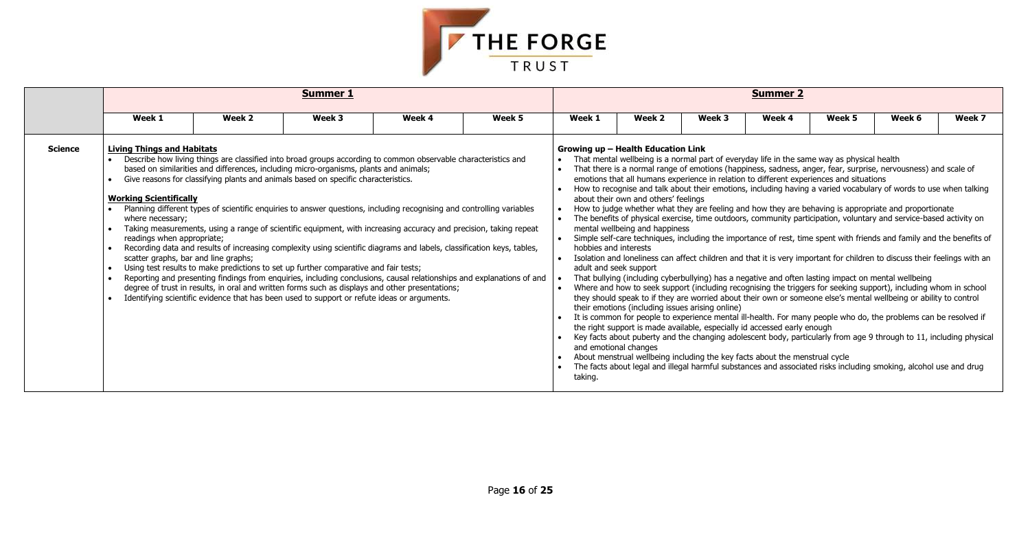| | **Summer 1** | | | | | **Summer 2** | | | | | | |
|---|---|---|---|---|---|---|---|---|---|---|---|---|
| | **Week 1** | **Week 2** | **Week 3** | **Week 4** | **Week 5** | **Week 1** | **Week 2** | **Week 3** | **Week 4** | **Week 5** | **Week 6** | **Week 7** |
| **Science** | **Living Things and Habitats**<br>• Describe how living things are classified into broad groups according to common observable characteristics and based on similarities and differences, including micro-organisms, plants and animals;<br>• Give reasons for classifying plants and animals based on specific characteristics.<br><br>**Working Scientifically**<br>• Planning different types of scientific enquiries to answer questions, including recognising and controlling variables where necessary;<br>• Taking measurements, using a range of scientific equipment, with increasing accuracy and precision, taking repeat readings when appropriate;<br>• Recording data and results of increasing complexity using scientific diagrams and labels, classification keys, tables, scatter graphs, bar and line graphs;<br>• Using test results to make predictions to set up further comparative and fair tests;<br>• Reporting and presenting findings from enquiries, including conclusions, causal relationships and explanations of and degree of trust in results, in oral and written forms such as displays and other presentations;<br>• Identifying scientific evidence that has been used to support or refute ideas or arguments. | | | | | **Growing up – Health Education Link**<br>• That mental wellbeing is a normal part of everyday life in the same way as physical health<br>• That there is a normal range of emotions (happiness, sadness, anger, fear, surprise, nervousness) and scale of emotions that all humans experience in relation to different experiences and situations<br>• How to recognise and talk about their emotions, including having a varied vocabulary of words to use when talking about their own and others' feelings<br>• How to judge whether what they are feeling and how they are behaving is appropriate and proportionate<br>• The benefits of physical exercise, time outdoors, community participation, voluntary and service-based activity on mental wellbeing and happiness<br>• Simple self-care techniques, including the importance of rest, time spent with friends and family and the benefits of hobbies and interests<br>• Isolation and loneliness can affect children and that it is very important for children to discuss their feelings with an adult and seek support<br>• That bullying (including cyberbullying) has a negative and often lasting impact on mental wellbeing<br>• Where and how to seek support (including recognising the triggers for seeking support), including whom in school they should speak to if they are worried about their own or someone else's mental wellbeing or ability to control their emotions (including issues arising online)<br>• It is common for people to experience mental ill-health. For many people who do, the problems can be resolved if the right support is made available, especially id accessed early enough<br>• Key facts about puberty and the changing adolescent body, particularly from age 9 through to 11, including physical and emotional changes<br>• About menstrual wellbeing including the key facts about the menstrual cycle<br>• The facts about legal and illegal harmful substances and associated risks including smoking, alcohol use and drug taking. | | | | | | |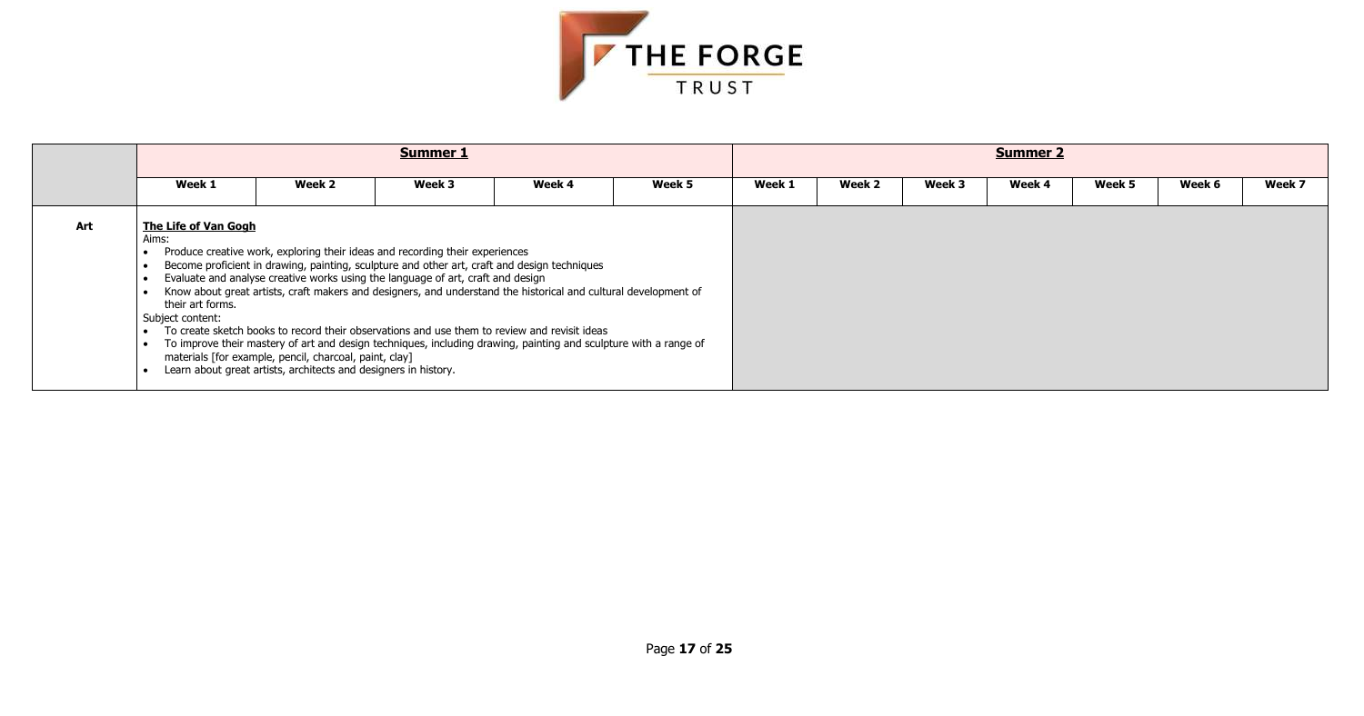| | Summer 1 | | | | | Summer 2 | | | | | | |
|---|---|---|---|---|---|---|---|---|---|---|---|---|
| | Week 1 | Week 2 | Week 3 | Week 4 | Week 5 | Week 1 | Week 2 | Week 3 | Week 4 | Week 5 | Week 6 | Week 7 |
| **Art** | **The Life of Van Gogh**<br>Aims:<br>• Produce creative work, exploring their ideas and recording their experiences<br>• Become proficient in drawing, painting, sculpture and other art, craft and design techniques<br>• Evaluate and analyse creative works using the language of art, craft and design<br>• Know about great artists, craft makers and designers, and understand the historical and cultural development of their art forms.<br>Subject content:<br>• To create sketch books to record their observations and use them to review and revisit ideas<br>• To improve their mastery of art and design techniques, including drawing, painting and sculpture with a range of materials [for example, pencil, charcoal, paint, clay]<br>• Learn about great artists, architects and designers in history. | | | | | | | | | | | |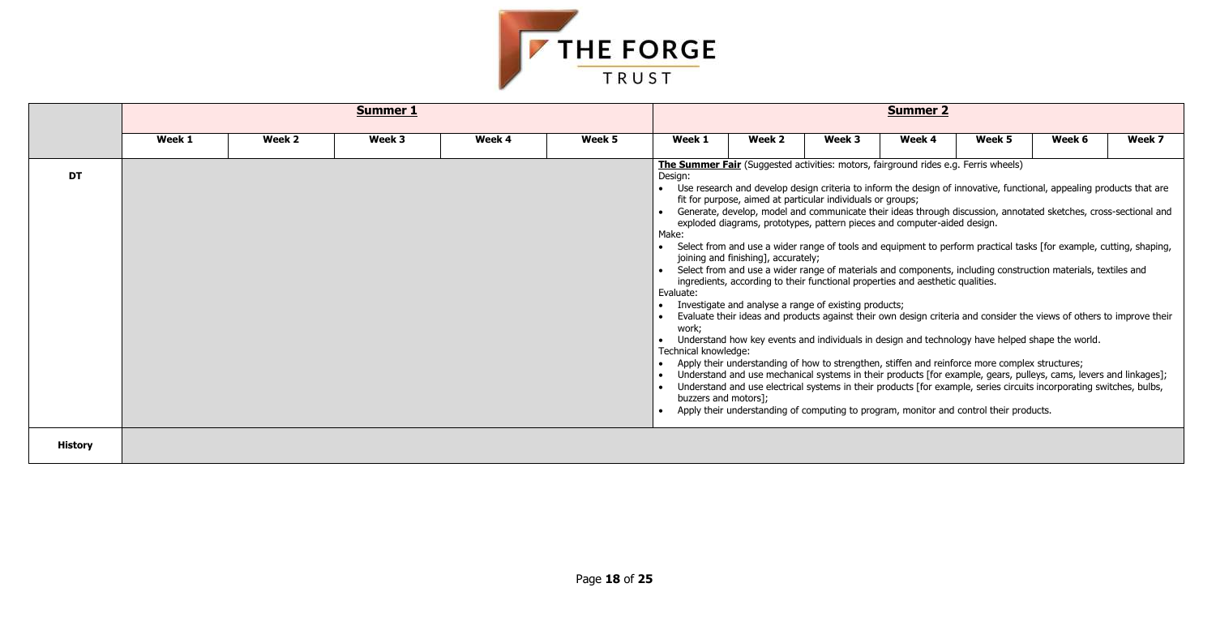| | Summer 1 | | | | | Summer 2 | | | | | | |
|---|---|---|---|---|---|---|---|---|---|---|---|---|
| | Week 1 | Week 2 | Week 3 | Week 4 | Week 5 | Week 1 | Week 2 | Week 3 | Week 4 | Week 5 | Week 6 | Week 7 |
| **DT** | | | | | | **The Summer Fair** (Suggested activities: motors, fairground rides e.g. Ferris wheels)<br>Design:<br>• Use research and develop design criteria to inform the design of innovative, functional, appealing products that are fit for purpose, aimed at particular individuals or groups;<br>• Generate, develop, model and communicate their ideas through discussion, annotated sketches, cross-sectional and exploded diagrams, prototypes, pattern pieces and computer-aided design.<br>Make:<br>• Select from and use a wider range of tools and equipment to perform practical tasks [for example, cutting, shaping, joining and finishing], accurately;<br>• Select from and use a wider range of materials and components, including construction materials, textiles and ingredients, according to their functional properties and aesthetic qualities.<br>Evaluate:<br>• Investigate and analyse a range of existing products;<br>• Evaluate their ideas and products against their own design criteria and consider the views of others to improve their work;<br>• Understand how key events and individuals in design and technology have helped shape the world.<br>Technical knowledge:<br>• Apply their understanding of how to strengthen, stiffen and reinforce more complex structures;<br>• Understand and use mechanical systems in their products [for example, gears, pulleys, cams, levers and linkages];<br>• Understand and use electrical systems in their products [for example, series circuits incorporating switches, bulbs, buzzers and motors];<br>• Apply their understanding of computing to program, monitor and control their products. | | | | | | |
| **History** | | | | | | | | | | | | |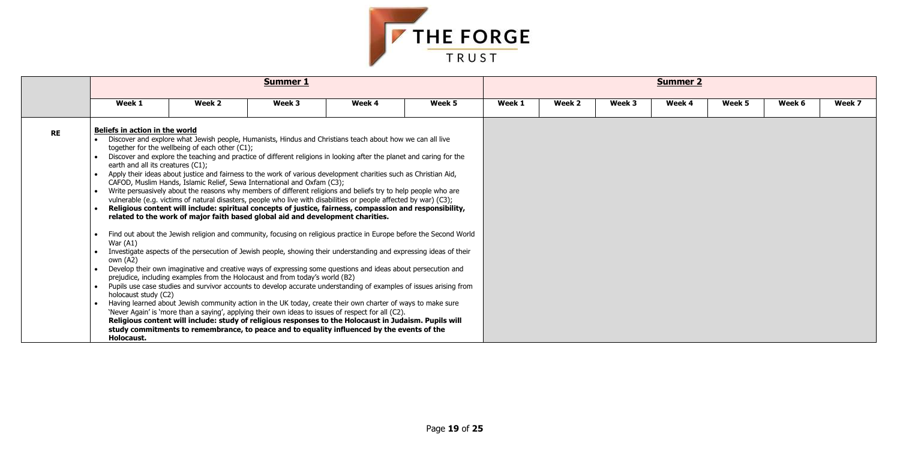|  | **Summer 1** |  |  |  |  | **Summer 2** |  |  |  |  |  |  |
|---|---|---|---|---|---|---|---|---|---|---|---|---|
|  | **Week 1** | **Week 2** | **Week 3** | **Week 4** | **Week 5** | **Week 1** | **Week 2** | **Week 3** | **Week 4** | **Week 5** | **Week 6** | **Week 7** |
| **RE** | **Beliefs in action in the world**<br>• Discover and explore what Jewish people, Humanists, Hindus and Christians teach about how we can all live together for the wellbeing of each other (C1);<br>• Discover and explore the teaching and practice of different religions in looking after the planet and caring for the earth and all its creatures (C1);<br>• Apply their ideas about justice and fairness to the work of various development charities such as Christian Aid, CAFOD, Muslim Hands, Islamic Relief, Sewa International and Oxfam (C3);<br>• Write persuasively about the reasons why members of different religions and beliefs try to help people who are vulnerable (e.g. victims of natural disasters, people who live with disabilities or people affected by war) (C3);<br>• **Religious content will include: spiritual concepts of justice, fairness, compassion and responsibility, related to the work of major faith based global aid and development charities.**<br><br>• Find out about the Jewish religion and community, focusing on religious practice in Europe before the Second World War (A1)<br>• Investigate aspects of the persecution of Jewish people, showing their understanding and expressing ideas of their own (A2)<br>• Develop their own imaginative and creative ways of expressing some questions and ideas about persecution and prejudice, including examples from the Holocaust and from today's world (B2)<br>• Pupils use case studies and survivor accounts to develop accurate understanding of examples of issues arising from holocaust study (C2)<br>• Having learned about Jewish community action in the UK today, create their own charter of ways to make sure 'Never Again' is 'more than a saying', applying their own ideas to issues of respect for all (C2).<br>**Religious content will include: study of religious responses to the Holocaust in Judaism. Pupils will study commitments to remembrance, to peace and to equality influenced by the events of the Holocaust.** |  |  |  |  |  |  |  |  |  |  |  |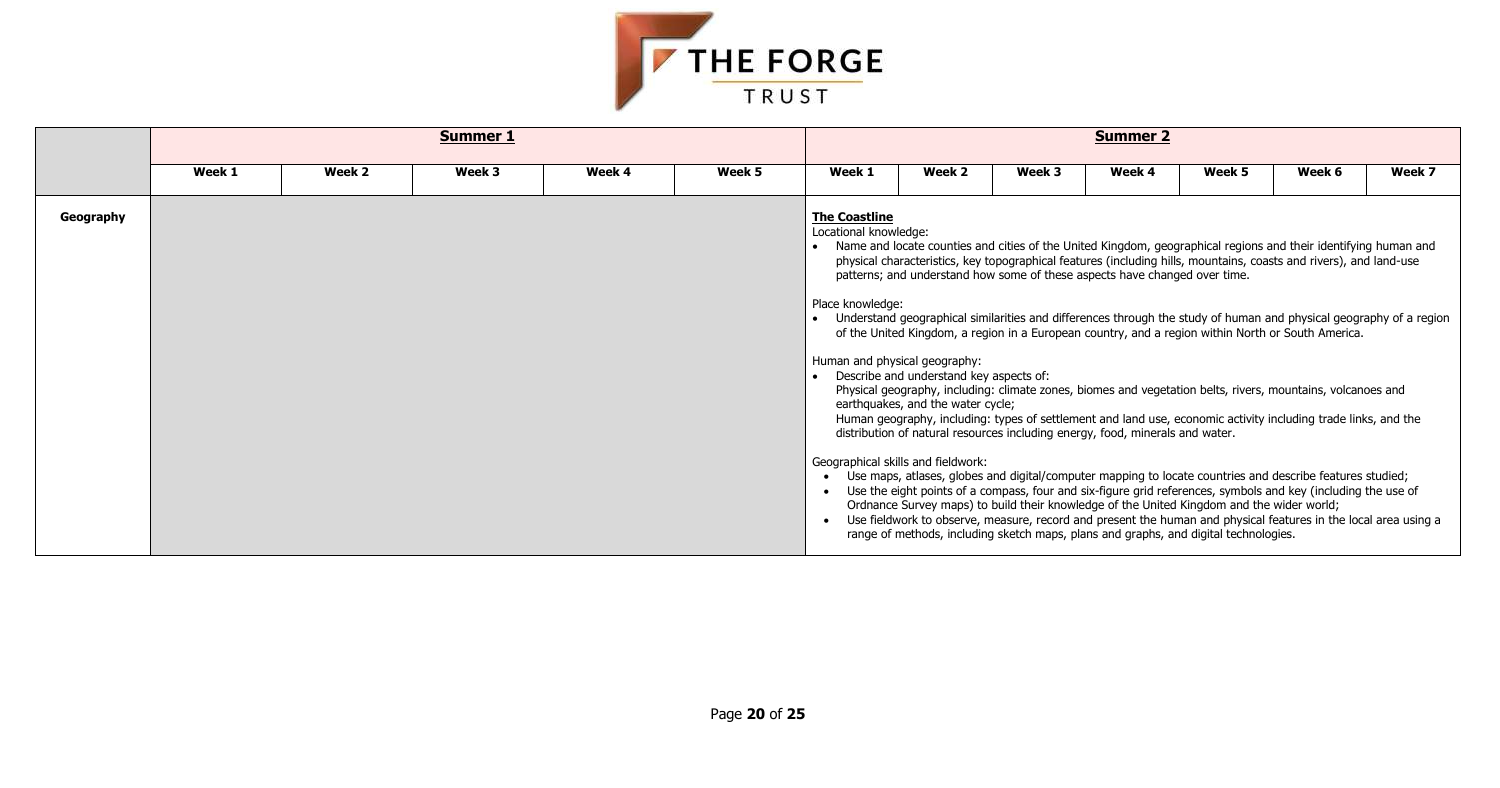THE FORGE TRUST

| | Summer 1 | | | | | Summer 2 | | | | | | |
|---|---|---|---|---|---|---|---|---|---|---|---|---|
| | Week 1 | Week 2 | Week 3 | Week 4 | Week 5 | Week 1 | Week 2 | Week 3 | Week 4 | Week 5 | Week 6 | Week 7 |
| **Geography** | | | | | | **The Coastline**<br>Locational knowledge:<br>• Name and locate counties and cities of the United Kingdom, geographical regions and their identifying human and physical characteristics, key topographical features (including hills, mountains, coasts and rivers), and land-use patterns; and understand how some of these aspects have changed over time.<br><br>Place knowledge:<br>• Understand geographical similarities and differences through the study of human and physical geography of a region of the United Kingdom, a region in a European country, and a region within North or South America.<br><br>Human and physical geography:<br>• Describe and understand key aspects of:<br>Physical geography, including: climate zones, biomes and vegetation belts, rivers, mountains, volcanoes and earthquakes, and the water cycle;<br>Human geography, including: types of settlement and land use, economic activity including trade links, and the distribution of natural resources including energy, food, minerals and water.<br><br>Geographical skills and fieldwork:<br>• Use maps, atlases, globes and digital/computer mapping to locate countries and describe features studied;<br>• Use the eight points of a compass, four and six-figure grid references, symbols and key (including the use of Ordnance Survey maps) to build their knowledge of the United Kingdom and the wider world;<br>• Use fieldwork to observe, measure, record and present the human and physical features in the local area using a range of methods, including sketch maps, plans and graphs, and digital technologies. | | | | | | |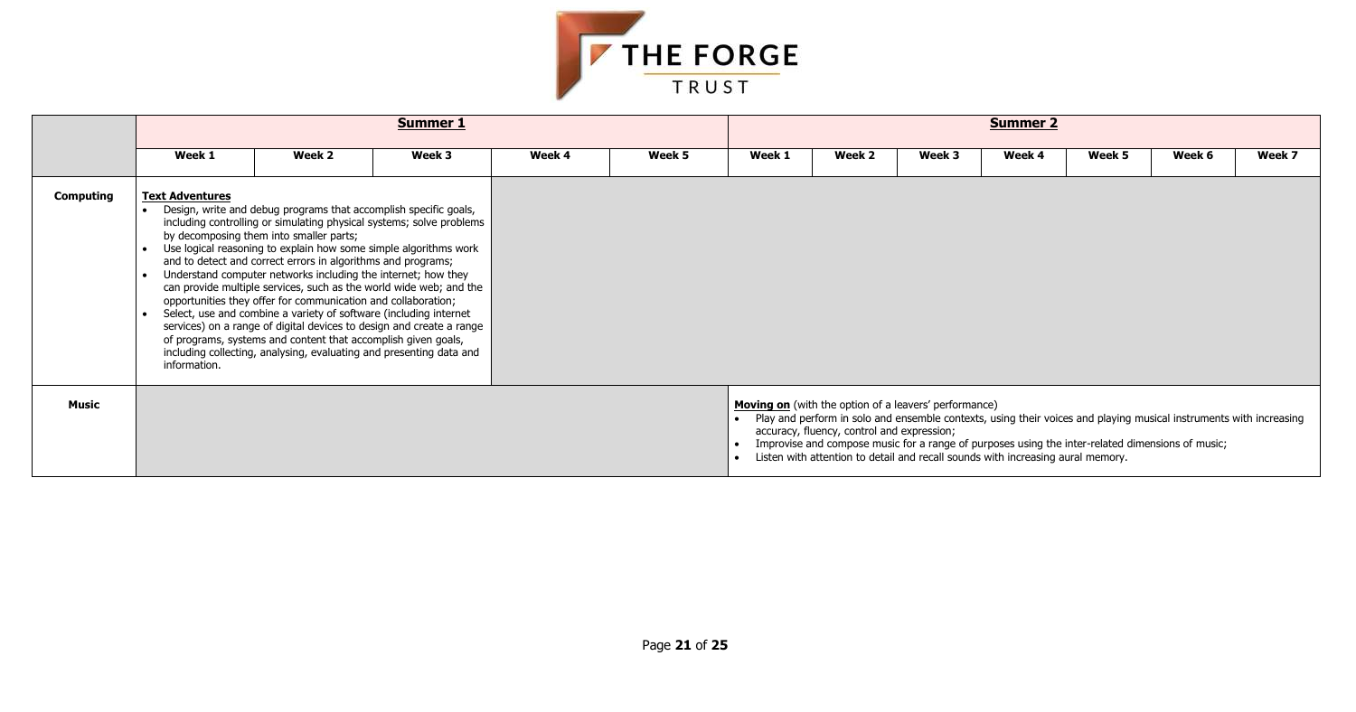|  | Summer 1 |  |  |  |  | Summer 2 |  |  |  |  |  |  |
|---|---|---|---|---|---|---|---|---|---|---|---|---|
|  | Week 1 | Week 2 | Week 3 | Week 4 | Week 5 | Week 1 | Week 2 | Week 3 | Week 4 | Week 5 | Week 6 | Week 7 |
| **Computing** | **Text Adventures**<br>• Design, write and debug programs that accomplish specific goals, including controlling or simulating physical systems; solve problems by decomposing them into smaller parts;<br>• Use logical reasoning to explain how some simple algorithms work and to detect and correct errors in algorithms and programs;<br>• Understand computer networks including the internet; how they can provide multiple services, such as the world wide web; and the opportunities they offer for communication and collaboration;<br>• Select, use and combine a variety of software (including internet services) on a range of digital devices to design and create a range of programs, systems and content that accomplish given goals, including collecting, analysing, evaluating and presenting data and information. |  |  |  |  |  |  |  |  |  |  |  |
| **Music** |  |  |  |  |  | **Moving on** (with the option of a leavers' performance)<br>• Play and perform in solo and ensemble contexts, using their voices and playing musical instruments with increasing accuracy, fluency, control and expression;<br>• Improvise and compose music for a range of purposes using the inter-related dimensions of music;<br>• Listen with attention to detail and recall sounds with increasing aural memory. |  |  |  |  |  |  |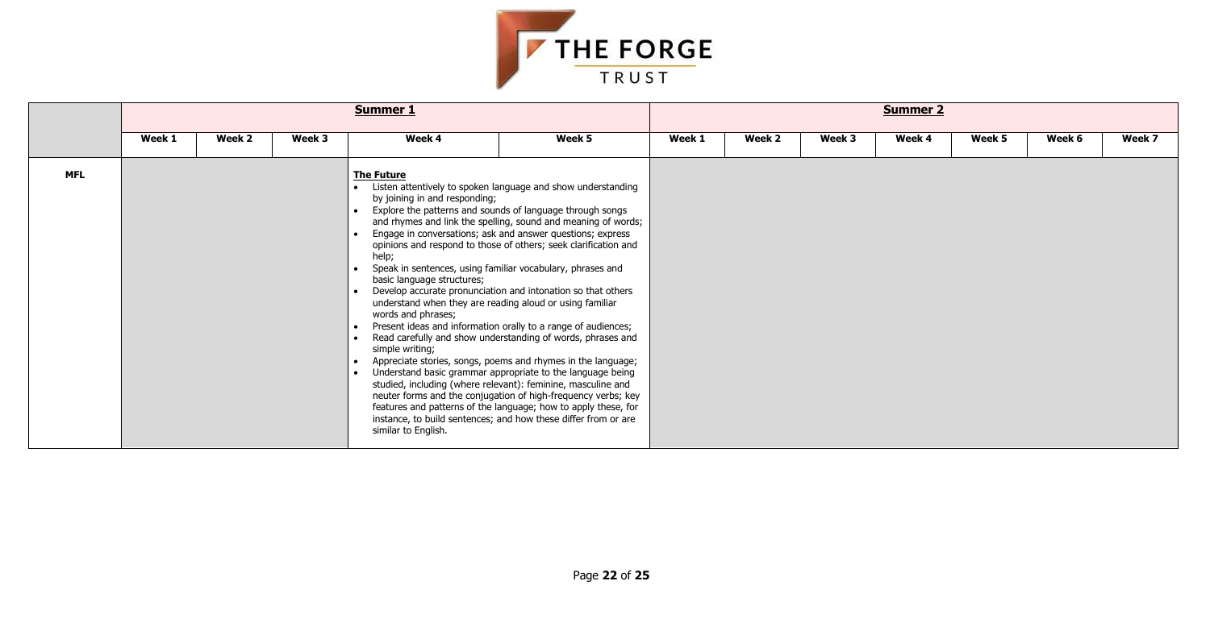| | Summer 1 | | | | | Summer 2 | | | | | | |
|---|---|---|---|---|---|---|---|---|---|---|---|---|
| | **Week 1** | **Week 2** | **Week 3** | **Week 4** | **Week 5** | **Week 1** | **Week 2** | **Week 3** | **Week 4** | **Week 5** | **Week 6** | **Week 7** |
| **MFL** | | | | **The Future**<br>• Listen attentively to spoken language and show understanding by joining in and responding;<br>• Explore the patterns and sounds of language through songs and rhymes and link the spelling, sound and meaning of words;<br>• Engage in conversations; ask and answer questions; express opinions and respond to those of others; seek clarification and help;<br>• Speak in sentences, using familiar vocabulary, phrases and basic language structures;<br>• Develop accurate pronunciation and intonation so that others understand when they are reading aloud or using familiar words and phrases;<br>• Present ideas and information orally to a range of audiences;<br>• Read carefully and show understanding of words, phrases and simple writing;<br>• Appreciate stories, songs, poems and rhymes in the language;<br>• Understand basic grammar appropriate to the language being studied, including (where relevant): feminine, masculine and neuter forms and the conjugation of high-frequency verbs; key features and patterns of the language; how to apply these, for instance, to build sentences; and how these differ from or are similar to English. | | | | | | | | |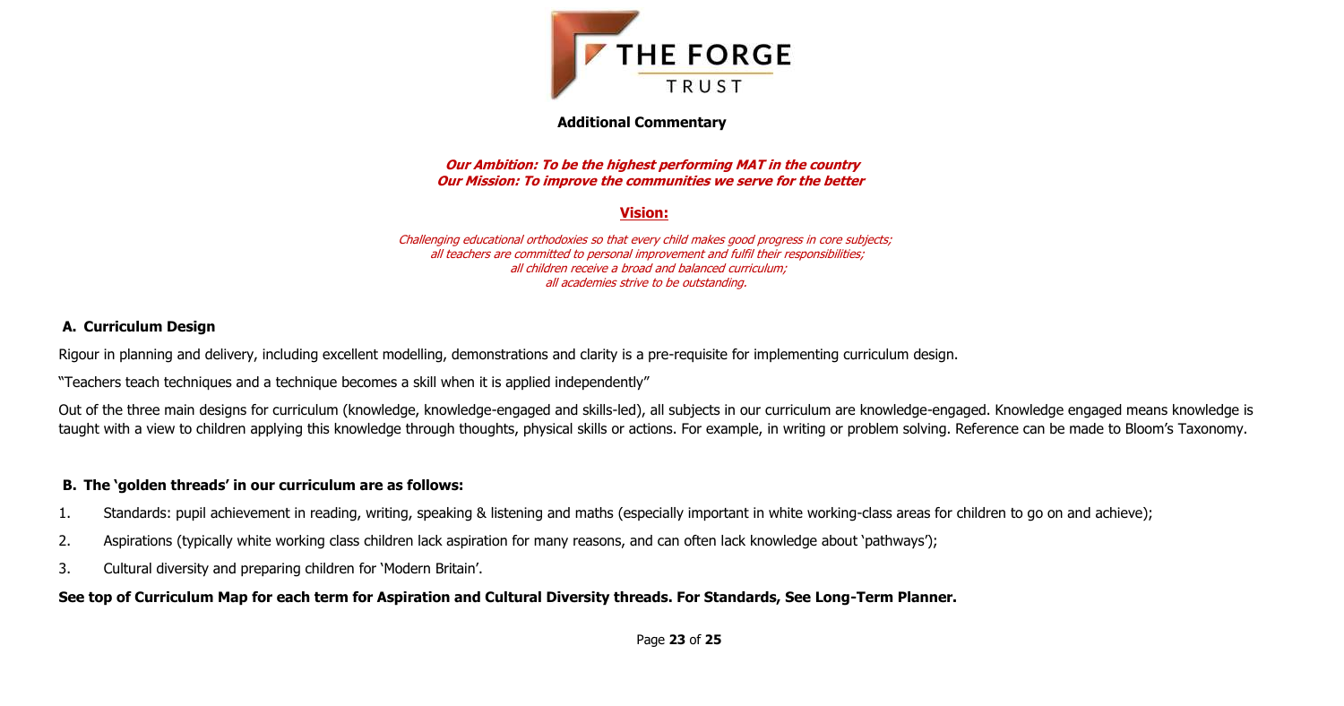THE FORGE TRUST

**Additional Commentary**

***Our Ambition: To be the highest performing MAT in the country***
***Our Mission: To improve the communities we serve for the better***

## Vision:

*Challenging educational orthodoxies so that every child makes good progress in core subjects;*
*all teachers are committed to personal improvement and fulfil their responsibilities;*
*all children receive a broad and balanced curriculum;*
*all academies strive to be outstanding.*

### A. Curriculum Design

Rigour in planning and delivery, including excellent modelling, demonstrations and clarity is a pre-requisite for implementing curriculum design.

"Teachers teach techniques and a technique becomes a skill when it is applied independently"

Out of the three main designs for curriculum (knowledge, knowledge-engaged and skills-led), all subjects in our curriculum are knowledge-engaged. Knowledge engaged means knowledge is taught with a view to children applying this knowledge through thoughts, physical skills or actions. For example, in writing or problem solving. Reference can be made to Bloom's Taxonomy.

### B. The 'golden threads' in our curriculum are as follows:

1. Standards: pupil achievement in reading, writing, speaking & listening and maths (especially important in white working-class areas for children to go on and achieve);
2. Aspirations (typically white working class children lack aspiration for many reasons, and can often lack knowledge about 'pathways');
3. Cultural diversity and preparing children for 'Modern Britain'.

**See top of Curriculum Map for each term for Aspiration and Cultural Diversity threads. For Standards, See Long-Term Planner.**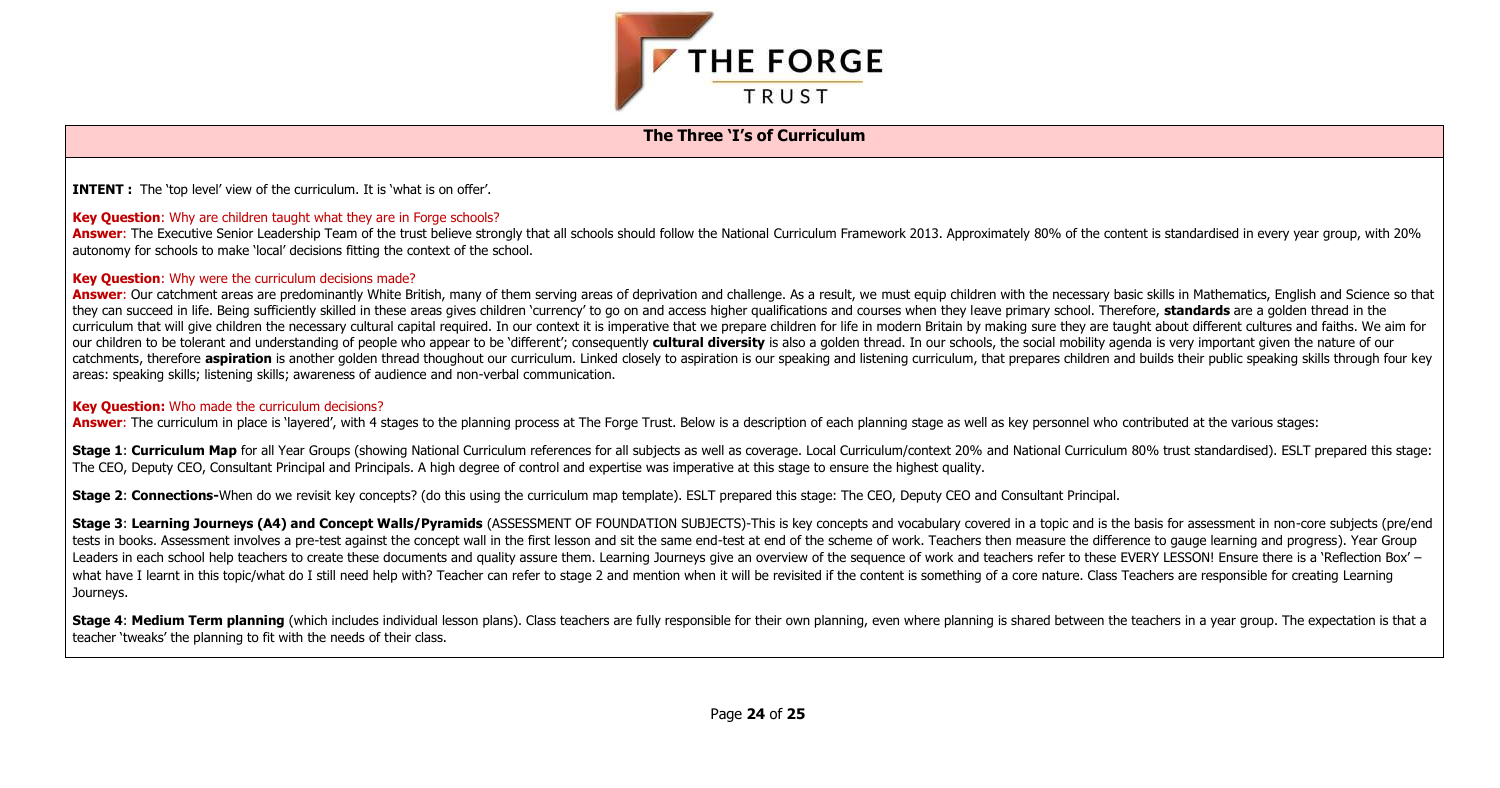# The Three 'I's of Curriculum

**INTENT :** The 'top level' view of the curriculum. It is 'what is on offer'.

**Key Question**: Why are children taught what they are in Forge schools?

**Answer**: The Executive Senior Leadership Team of the trust believe strongly that all schools should follow the National Curriculum Framework 2013. Approximately 80% of the content is standardised in every year group, with 20% autonomy for schools to make 'local' decisions fitting the context of the school.

**Key Question**: Why were the curriculum decisions made?

**Answer**: Our catchment areas are predominantly White British, many of them serving areas of deprivation and challenge. As a result, we must equip children with the necessary basic skills in Mathematics, English and Science so that they can succeed in life. Being sufficiently skilled in these areas gives children 'currency' to go on and access higher qualifications and courses when they leave primary school. Therefore, **standards** are a golden thread in the curriculum that will give children the necessary cultural capital required. In our context it is imperative that we prepare children for life in modern Britain by making sure they are taught about different cultures and faiths. We aim for our children to be tolerant and understanding of people who appear to be 'different'; consequently **cultural diversity** is also a golden thread. In our schools, the social mobility agenda is very important given the nature of our catchments, therefore **aspiration** is another golden thread thoughout our curriculum. Linked closely to aspiration is our speaking and listening curriculum, that prepares children and builds their public speaking skills through four key areas: speaking skills; listening skills; awareness of audience and non-verbal communication.

**Key Question:** Who made the curriculum decisions?

**Answer**: The curriculum in place is 'layered', with 4 stages to the planning process at The Forge Trust. Below is a description of each planning stage as well as key personnel who contributed at the various stages:

**Stage 1**: **Curriculum Map** for all Year Groups (showing National Curriculum references for all subjects as well as coverage. Local Curriculum/context 20% and National Curriculum 80% trust standardised). ESLT prepared this stage: The CEO, Deputy CEO, Consultant Principal and Principals. A high degree of control and expertise was imperative at this stage to ensure the highest quality.

**Stage 2**: **Connections-**When do we revisit key concepts? (do this using the curriculum map template). ESLT prepared this stage: The CEO, Deputy CEO and Consultant Principal.

**Stage 3**: **Learning Journeys (A4) and Concept Walls/Pyramids** (ASSESSMENT OF FOUNDATION SUBJECTS)-This is key concepts and vocabulary covered in a topic and is the basis for assessment in non-core subjects (pre/end tests in books. Assessment involves a pre-test against the concept wall in the first lesson and sit the same end-test at end of the scheme of work. Teachers then measure the difference to gauge learning and progress). Year Group Leaders in each school help teachers to create these documents and quality assure them. Learning Journeys give an overview of the sequence of work and teachers refer to these EVERY LESSON! Ensure there is a 'Reflection Box' – what have I learnt in this topic/what do I still need help with? Teacher can refer to stage 2 and mention when it will be revisited if the content is something of a core nature. Class Teachers are responsible for creating Learning Journeys.

**Stage 4**: **Medium Term planning** (which includes individual lesson plans). Class teachers are fully responsible for their own planning, even where planning is shared between the teachers in a year group. The expectation is that a teacher 'tweaks' the planning to fit with the needs of their class.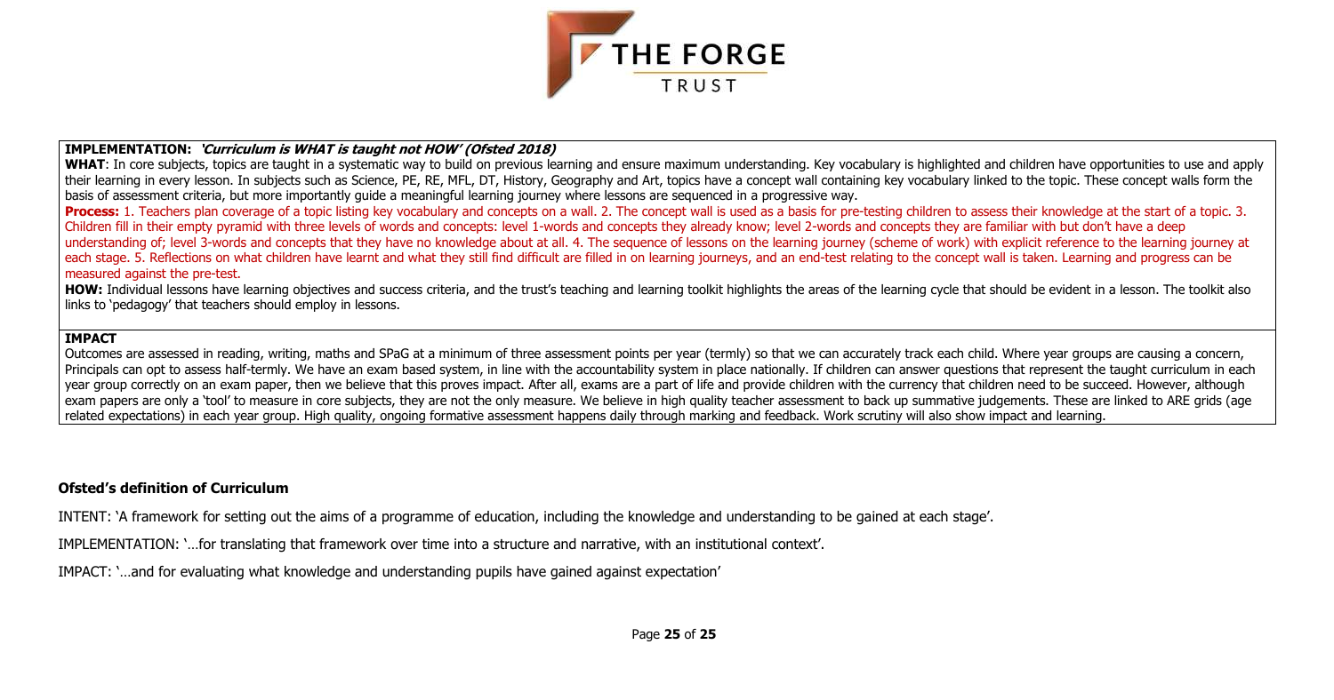**IMPLEMENTATION: *'Curriculum is WHAT is taught not HOW' (Ofsted 2018)***

**WHAT**: In core subjects, topics are taught in a systematic way to build on previous learning and ensure maximum understanding. Key vocabulary is highlighted and children have opportunities to use and apply their learning in every lesson. In subjects such as Science, PE, RE, MFL, DT, History, Geography and Art, topics have a concept wall containing key vocabulary linked to the topic. These concept walls form the basis of assessment criteria, but more importantly guide a meaningful learning journey where lessons are sequenced in a progressive way.

**Process:** 1. Teachers plan coverage of a topic listing key vocabulary and concepts on a wall. 2. The concept wall is used as a basis for pre-testing children to assess their knowledge at the start of a topic. 3. Children fill in their empty pyramid with three levels of words and concepts: level 1-words and concepts they already know; level 2-words and concepts they are familiar with but don't have a deep understanding of; level 3-words and concepts that they have no knowledge about at all. 4. The sequence of lessons on the learning journey (scheme of work) with explicit reference to the learning journey at each stage. 5. Reflections on what children have learnt and what they still find difficult are filled in on learning journeys, and an end-test relating to the concept wall is taken. Learning and progress can be measured against the pre-test.

**HOW:** Individual lessons have learning objectives and success criteria, and the trust's teaching and learning toolkit highlights the areas of the learning cycle that should be evident in a lesson. The toolkit also links to 'pedagogy' that teachers should employ in lessons.

**IMPACT**

Outcomes are assessed in reading, writing, maths and SPaG at a minimum of three assessment points per year (termly) so that we can accurately track each child. Where year groups are causing a concern, Principals can opt to assess half-termly. We have an exam based system, in line with the accountability system in place nationally. If children can answer questions that represent the taught curriculum in each year group correctly on an exam paper, then we believe that this proves impact. After all, exams are a part of life and provide children with the currency that children need to be succeed. However, although exam papers are only a 'tool' to measure in core subjects, they are not the only measure. We believe in high quality teacher assessment to back up summative judgements. These are linked to ARE grids (age related expectations) in each year group. High quality, ongoing formative assessment happens daily through marking and feedback. Work scrutiny will also show impact and learning.

**Ofsted's definition of Curriculum**

INTENT: 'A framework for setting out the aims of a programme of education, including the knowledge and understanding to be gained at each stage'.

IMPLEMENTATION: '…for translating that framework over time into a structure and narrative, with an institutional context'.

IMPACT: '…and for evaluating what knowledge and understanding pupils have gained against expectation'